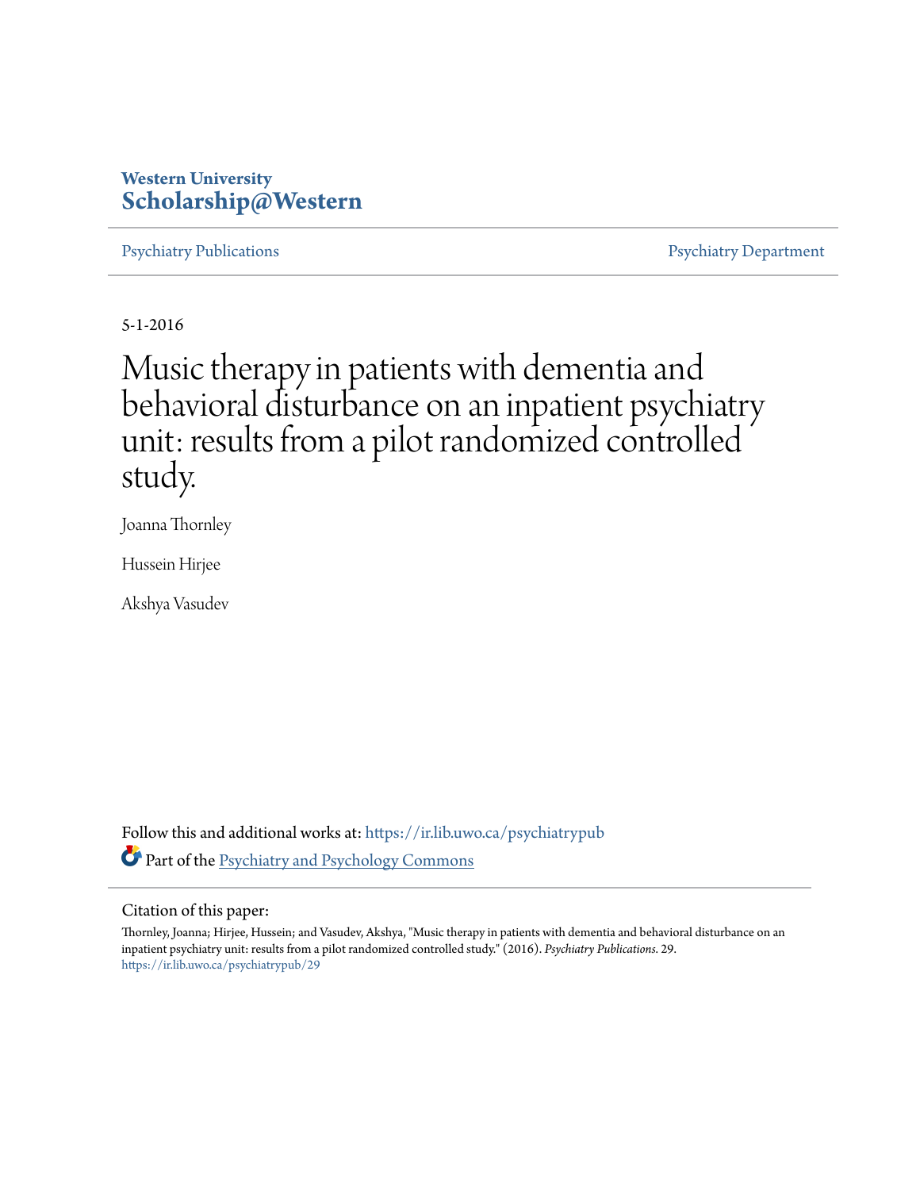Western University
**Scholarship@Western**

Psychiatry Publications | Psychiatry Department

5-1-2016

# Music therapy in patients with dementia and behavioral disturbance on an inpatient psychiatry unit: results from a pilot randomized controlled study.

Joanna Thornley

Hussein Hirjee

Akshya Vasudev

Follow this and additional works at: https://ir.lib.uwo.ca/psychiatrypub

Part of the Psychiatry and Psychology Commons

Citation of this paper:

Thornley, Joanna; Hirjee, Hussein; and Vasudev, Akshya, "Music therapy in patients with dementia and behavioral disturbance on an inpatient psychiatry unit: results from a pilot randomized controlled study." (2016). *Psychiatry Publications*. 29.
https://ir.lib.uwo.ca/psychiatrypub/29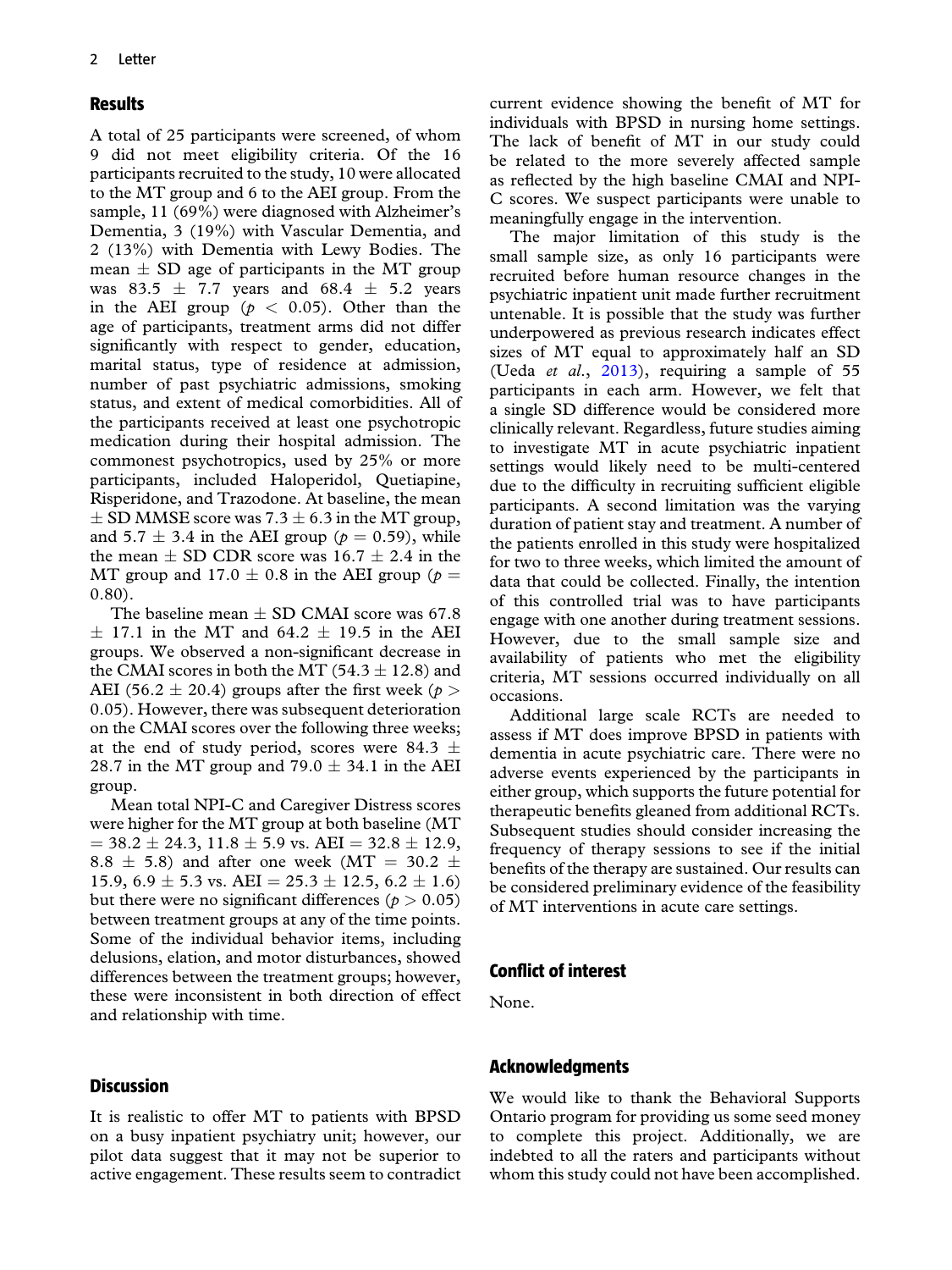## Results

A total of 25 participants were screened, of whom 9 did not meet eligibility criteria. Of the 16 participants recruited to the study, 10 were allocated to the MT group and 6 to the AEI group. From the sample, 11 (69%) were diagnosed with Alzheimer's Dementia, 3 (19%) with Vascular Dementia, and 2 (13%) with Dementia with Lewy Bodies. The mean $\pm$ SD age of participants in the MT group was $83.5 \pm 7.7$ years and $68.4 \pm 5.2$ years in the AEI group ($p < 0.05$). Other than the age of participants, treatment arms did not differ significantly with respect to gender, education, marital status, type of residence at admission, number of past psychiatric admissions, smoking status, and extent of medical comorbidities. All of the participants received at least one psychotropic medication during their hospital admission. The commonest psychotropics, used by 25% or more participants, included Haloperidol, Quetiapine, Risperidone, and Trazodone. At baseline, the mean $\pm$ SD MMSE score was $7.3 \pm 6.3$ in the MT group, and $5.7 \pm 3.4$ in the AEI group ($p = 0.59$), while the mean $\pm$ SD CDR score was $16.7 \pm 2.4$ in the MT group and $17.0 \pm 0.8$ in the AEI group ($p = 0.80$).

The baseline mean $\pm$ SD CMAI score was $67.8 \pm 17.1$ in the MT and $64.2 \pm 19.5$ in the AEI groups. We observed a non-significant decrease in the CMAI scores in both the MT ($54.3 \pm 12.8$) and AEI ($56.2 \pm 20.4$) groups after the first week ($p > 0.05$). However, there was subsequent deterioration on the CMAI scores over the following three weeks; at the end of study period, scores were $84.3 \pm 28.7$ in the MT group and $79.0 \pm 34.1$ in the AEI group.

Mean total NPI-C and Caregiver Distress scores were higher for the MT group at both baseline (MT $= 38.2 \pm 24.3$, $11.8 \pm 5.9$ vs. AEI $= 32.8 \pm 12.9$, $8.8 \pm 5.8$) and after one week (MT $= 30.2 \pm 15.9$, $6.9 \pm 5.3$ vs. AEI $= 25.3 \pm 12.5$, $6.2 \pm 1.6$) but there were no significant differences ($p > 0.05$) between treatment groups at any of the time points. Some of the individual behavior items, including delusions, elation, and motor disturbances, showed differences between the treatment groups; however, these were inconsistent in both direction of effect and relationship with time.

## Discussion

It is realistic to offer MT to patients with BPSD on a busy inpatient psychiatry unit; however, our pilot data suggest that it may not be superior to active engagement. These results seem to contradict current evidence showing the benefit of MT for individuals with BPSD in nursing home settings. The lack of benefit of MT in our study could be related to the more severely affected sample as reflected by the high baseline CMAI and NPI-C scores. We suspect participants were unable to meaningfully engage in the intervention.

The major limitation of this study is the small sample size, as only 16 participants were recruited before human resource changes in the psychiatric inpatient unit made further recruitment untenable. It is possible that the study was further underpowered as previous research indicates effect sizes of MT equal to approximately half an SD (Ueda *et al.*, 2013), requiring a sample of 55 participants in each arm. However, we felt that a single SD difference would be considered more clinically relevant. Regardless, future studies aiming to investigate MT in acute psychiatric inpatient settings would likely need to be multi-centered due to the difficulty in recruiting sufficient eligible participants. A second limitation was the varying duration of patient stay and treatment. A number of the patients enrolled in this study were hospitalized for two to three weeks, which limited the amount of data that could be collected. Finally, the intention of this controlled trial was to have participants engage with one another during treatment sessions. However, due to the small sample size and availability of patients who met the eligibility criteria, MT sessions occurred individually on all occasions.

Additional large scale RCTs are needed to assess if MT does improve BPSD in patients with dementia in acute psychiatric care. There were no adverse events experienced by the participants in either group, which supports the future potential for therapeutic benefits gleaned from additional RCTs. Subsequent studies should consider increasing the frequency of therapy sessions to see if the initial benefits of the therapy are sustained. Our results can be considered preliminary evidence of the feasibility of MT interventions in acute care settings.

## Conflict of interest

None.

## Acknowledgments

We would like to thank the Behavioral Supports Ontario program for providing us some seed money to complete this project. Additionally, we are indebted to all the raters and participants without whom this study could not have been accomplished.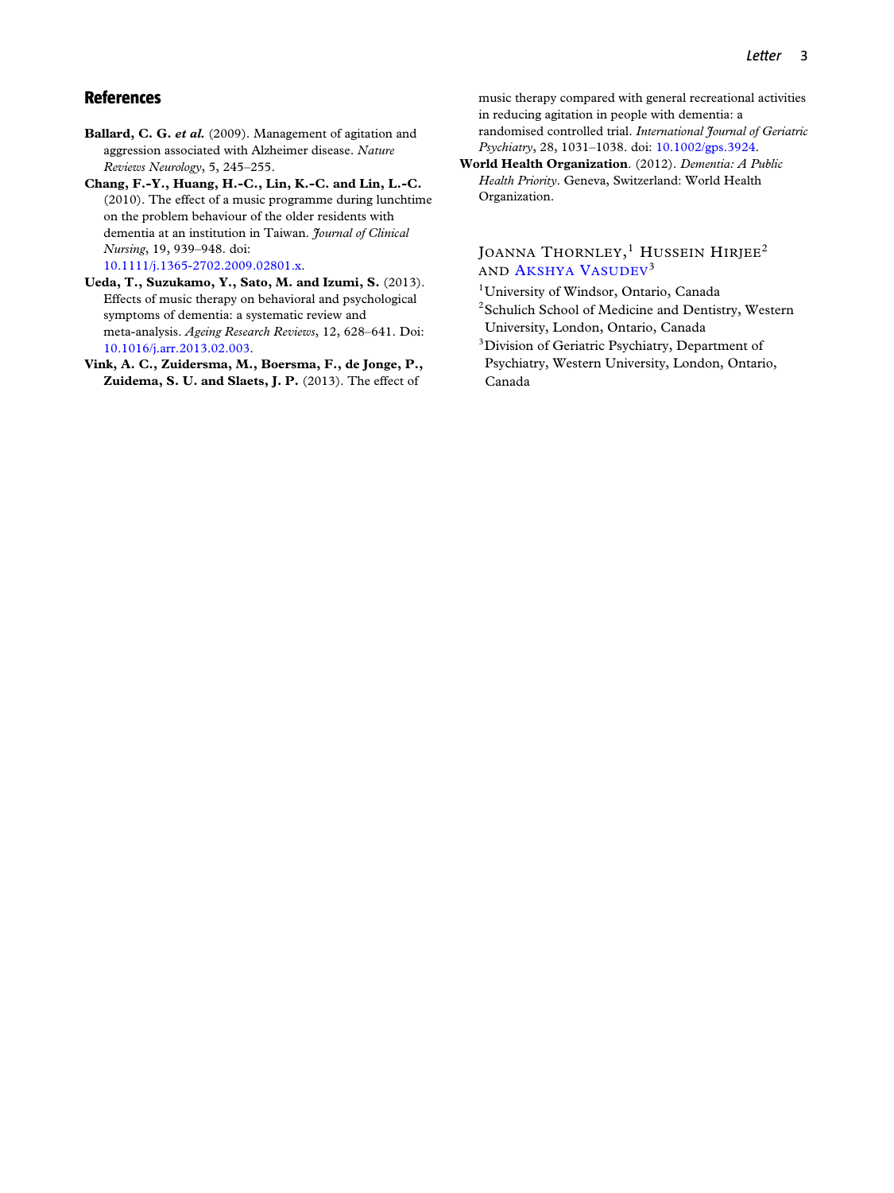## References

**Ballard, C. G.** ***et al.*** (2009). Management of agitation and aggression associated with Alzheimer disease. *Nature Reviews Neurology*, 5, 245–255.

**Chang, F.-Y., Huang, H.-C., Lin, K.-C. and Lin, L.-C.** (2010). The effect of a music programme during lunchtime on the problem behaviour of the older residents with dementia at an institution in Taiwan. *Journal of Clinical Nursing*, 19, 939–948. doi: 10.1111/j.1365-2702.2009.02801.x.

**Ueda, T., Suzukamo, Y., Sato, M. and Izumi, S.** (2013). Effects of music therapy on behavioral and psychological symptoms of dementia: a systematic review and meta-analysis. *Ageing Research Reviews*, 12, 628–641. Doi: 10.1016/j.arr.2013.02.003.

**Vink, A. C., Zuidersma, M., Boersma, F., de Jonge, P., Zuidema, S. U. and Slaets, J. P.** (2013). The effect of music therapy compared with general recreational activities in reducing agitation in people with dementia: a randomised controlled trial. *International Journal of Geriatric Psychiatry*, 28, 1031–1038. doi: 10.1002/gps.3924.

**World Health Organization**. (2012). *Dementia: A Public Health Priority*. Geneva, Switzerland: World Health Organization.

Joanna Thornley,[1] Hussein Hirjee[2] and Akshya Vasudev[3]

[1]University of Windsor, Ontario, Canada

[2]Schulich School of Medicine and Dentistry, Western University, London, Ontario, Canada

[3]Division of Geriatric Psychiatry, Department of Psychiatry, Western University, London, Ontario, Canada